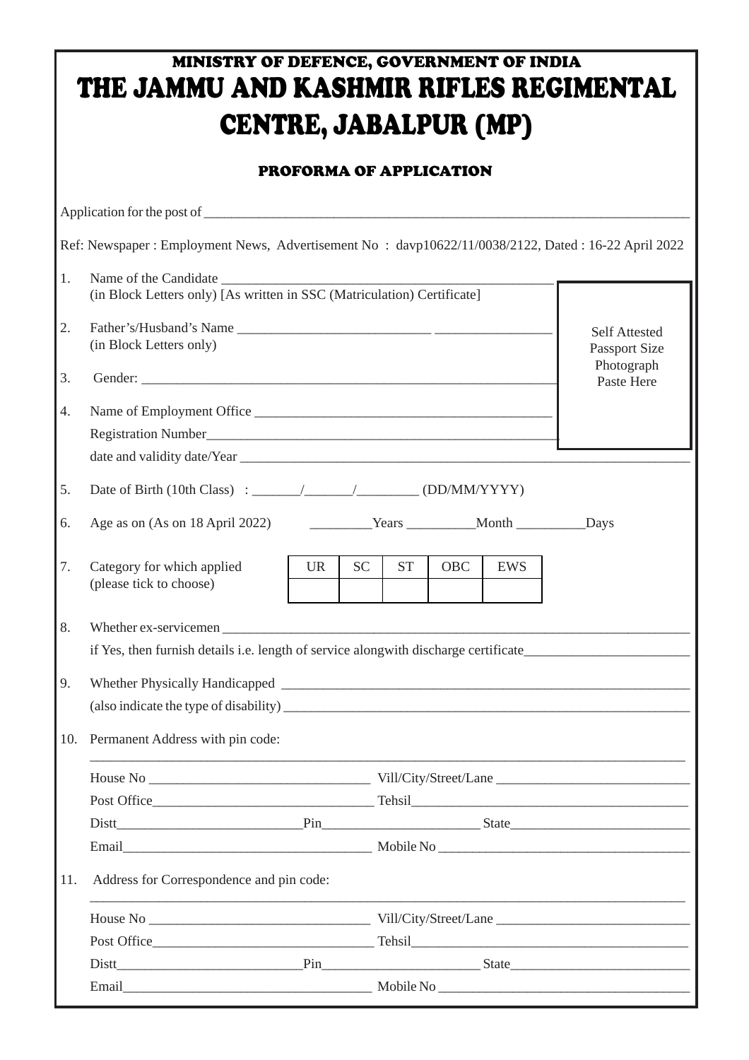# MINISTRY OF DEFENCE, GOVERNMENT OF INDIA

# THE JAMMU AND KASHMIR RIFLES REGIMENTAL CENTRE, JABALPUR (MP)

## PROFORMA OF APPLICATION

Application for the post of ______________________________

Ref: Newspaper : Employment News, Advertisement No : davp10622/11/0038/2122, Dated : 16-22 April 2022

Self Attested Passport Size Photograph Paste Here

1. Name of the Candidate ______________________________
   (in Block Letters only) [As written in SSC (Matriculation) Certificate]

2. Father's/Husband's Name ______________________________
   (in Block Letters only)

3. Gender: ______________________________

4. Name of Employment Office ______________________________
   Registration Number______________________________
   date and validity date/Year ______________________________

5. Date of Birth (10th Class) : _______/_______/_________ (DD/MM/YYYY)

6. Age as on (As on 18 April 2022) _________Years __________Month __________Days

7. Category for which applied (please tick to choose)

| UR | SC | ST | OBC | EWS |
|---|---|---|---|---|
| | | | | |

8. Whether ex-servicemen ______________________________
   if Yes, then furnish details i.e. length of service alongwith discharge certificate______________________________

9. Whether Physically Handicapped ______________________________
   (also indicate the type of disability) ______________________________

10. Permanent Address with pin code:
    ______________________________
    House No ______________________________ Vill/City/Street/Lane ______________________________
    Post Office______________________________ Tehsil______________________________
    Distt___________________________Pin_______________________ State___________________________
    Email______________________________ Mobile No ______________________________

11. Address for Correspondence and pin code:
    ______________________________
    House No ______________________________ Vill/City/Street/Lane ______________________________
    Post Office______________________________ Tehsil______________________________
    Distt___________________________Pin_______________________ State___________________________
    Email______________________________ Mobile No ______________________________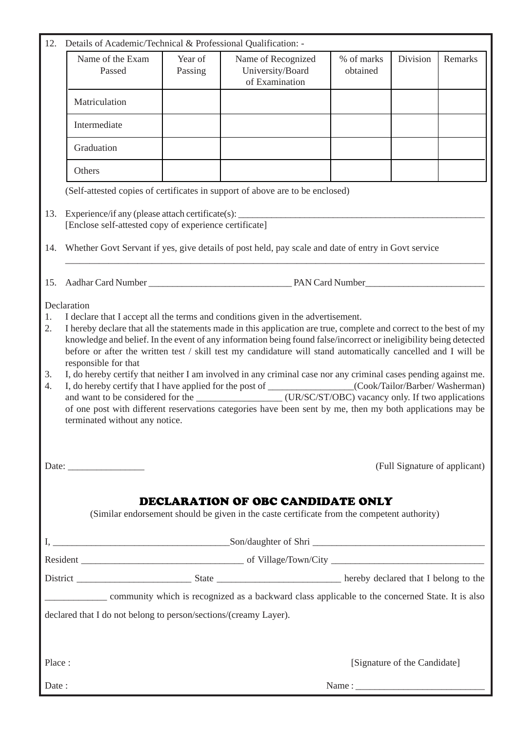12. Details of Academic/Technical & Professional Qualification: -

| Name of the Exam Passed | Year of Passing | Name of Recognized University/Board of Examination | % of marks obtained | Division | Remarks |
|---|---|---|---|---|---|
| Matriculation | | | | | |
| Intermediate | | | | | |
| Graduation | | | | | |
| Others | | | | | |

(Self-attested copies of certificates in support of above are to be enclosed)

13. Experience/if any (please attach certificate(s): _______________________________________________
[Enclose self-attested copy of experience certificate]

14. Whether Govt Servant if yes, give details of post held, pay scale and date of entry in Govt service
_______________________________________________________________________________

15. Aadhar Card Number ______________________________ PAN Card Number_________________________

Declaration

1. I declare that I accept all the terms and conditions given in the advertisement.
2. I hereby declare that all the statements made in this application are true, complete and correct to the best of my knowledge and belief. In the event of any information being found false/incorrect or ineligibility being detected before or after the written test / skill test my candidature will stand automatically cancelled and I will be responsible for that
3. I, do hereby certify that neither I am involved in any criminal case nor any criminal cases pending against me.
4. I, do hereby certify that I have applied for the post of _________________(Cook/Tailor/Barber/ Washerman) and want to be considered for the _________________ (UR/SC/ST/OBC) vacancy only. If two applications of one post with different reservations categories have been sent by me, then my both applications may be terminated without any notice.

Date: _______________ (Full Signature of applicant)

## DECLARATION OF OBC CANDIDATE ONLY

(Similar endorsement should be given in the caste certificate from the competent authority)

I, ____________________________________Son/daughter of Shri ___________________________________

Resident _________________________________ of Village/Town/City _______________________________

District _______________________ State _________________________ hereby declared that I belong to the

____________ community which is recognized as a backward class applicable to the concerned State. It is also declared that I do not belong to person/sections/(creamy Layer).

Place : [Signature of the Candidate]

Date : Name : __________________________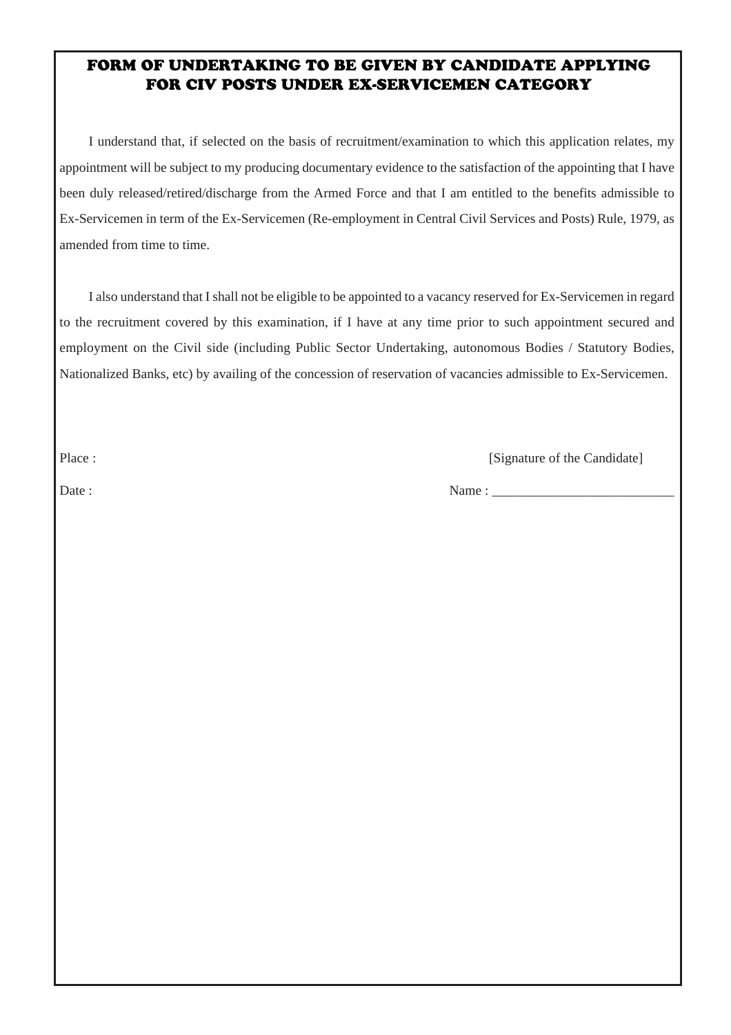# FORM OF UNDERTAKING TO BE GIVEN BY CANDIDATE APPLYING FOR CIV POSTS UNDER EX-SERVICEMEN CATEGORY

I understand that, if selected on the basis of recruitment/examination to which this application relates, my appointment will be subject to my producing documentary evidence to the satisfaction of the appointing that I have been duly released/retired/discharge from the Armed Force and that I am entitled to the benefits admissible to Ex-Servicemen in term of the Ex-Servicemen (Re-employment in Central Civil Services and Posts) Rule, 1979, as amended from time to time.

I also understand that I shall not be eligible to be appointed to a vacancy reserved for Ex-Servicemen in regard to the recruitment covered by this examination, if I have at any time prior to such appointment secured and employment on the Civil side (including Public Sector Undertaking, autonomous Bodies / Statutory Bodies, Nationalized Banks, etc) by availing of the concession of reservation of vacancies admissible to Ex-Servicemen.

Place : [Signature of the Candidate]

Date : Name : ___________________________